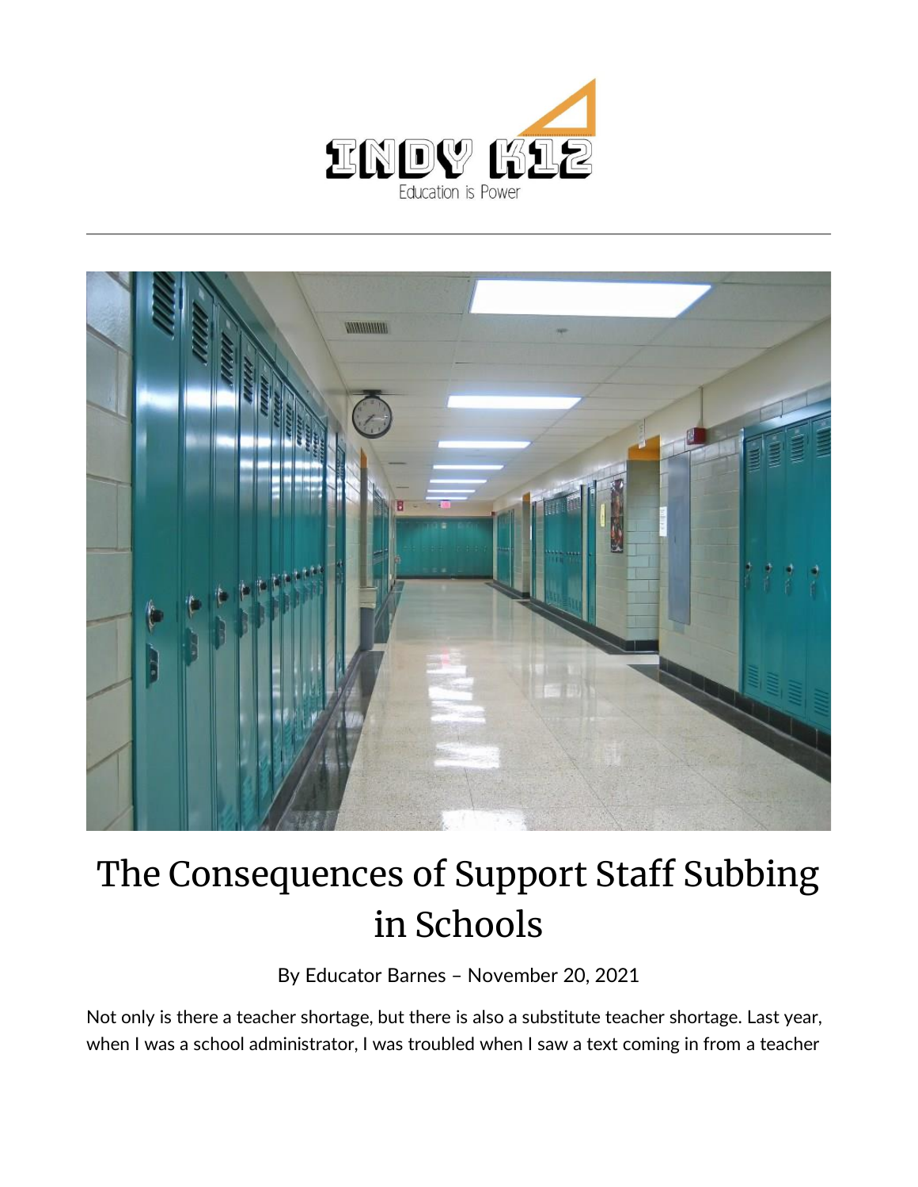# The Consequences of Support Staff Subbing in Schools

By Educator Barnes – November 20, 2021

Not only is there a teacher shortage, but there is also a substitute teacher shortage. Last year, when I was a school administrator, I was troubled when I saw a text coming in from a teacher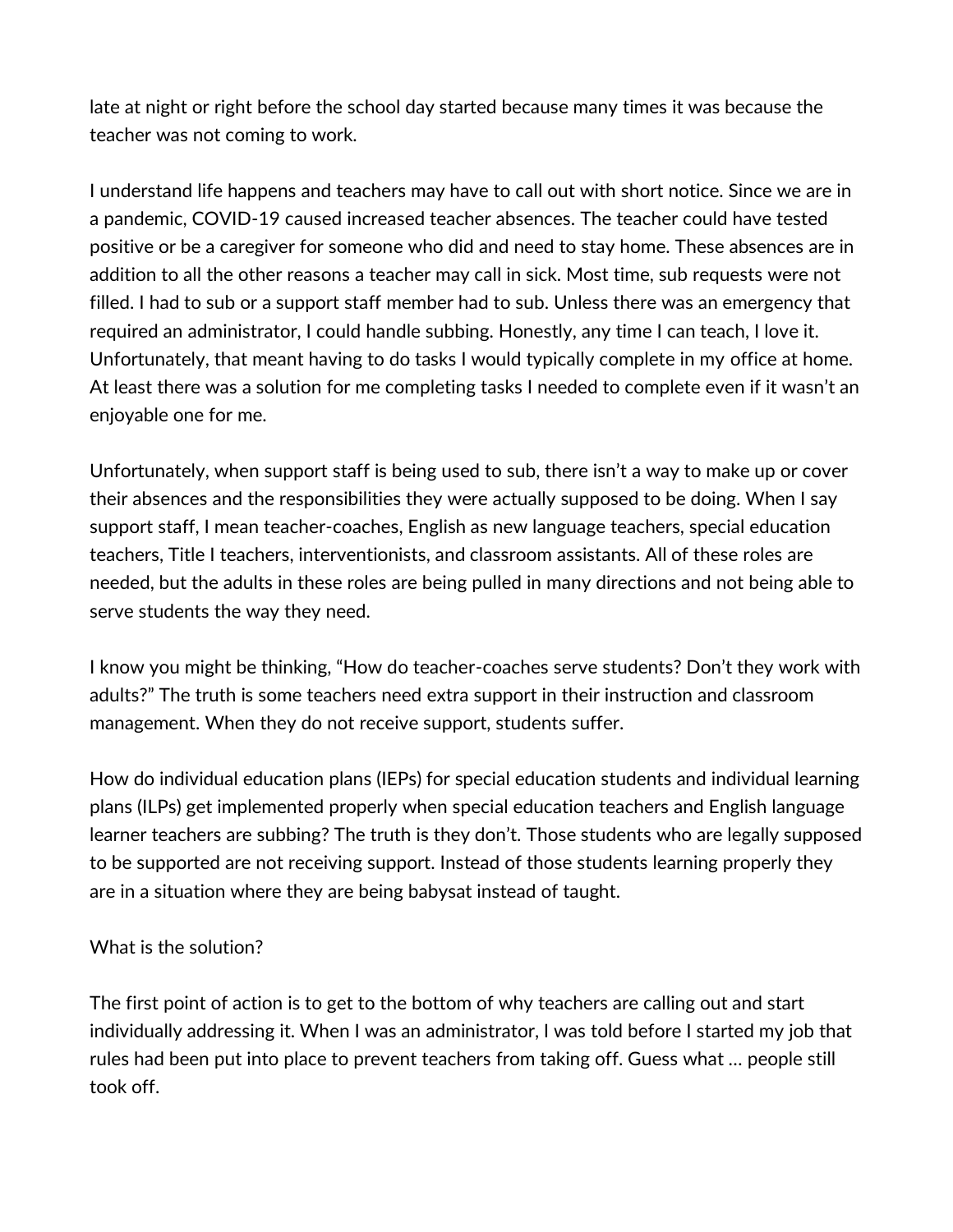late at night or right before the school day started because many times it was because the teacher was not coming to work.

I understand life happens and teachers may have to call out with short notice. Since we are in a pandemic, COVID-19 caused increased teacher absences. The teacher could have tested positive or be a caregiver for someone who did and need to stay home. These absences are in addition to all the other reasons a teacher may call in sick. Most time, sub requests were not filled. I had to sub or a support staff member had to sub. Unless there was an emergency that required an administrator, I could handle subbing. Honestly, any time I can teach, I love it. Unfortunately, that meant having to do tasks I would typically complete in my office at home. At least there was a solution for me completing tasks I needed to complete even if it wasn't an enjoyable one for me.

Unfortunately, when support staff is being used to sub, there isn't a way to make up or cover their absences and the responsibilities they were actually supposed to be doing. When I say support staff, I mean teacher-coaches, English as new language teachers, special education teachers, Title I teachers, interventionists, and classroom assistants. All of these roles are needed, but the adults in these roles are being pulled in many directions and not being able to serve students the way they need.

I know you might be thinking, "How do teacher-coaches serve students? Don't they work with adults?" The truth is some teachers need extra support in their instruction and classroom management. When they do not receive support, students suffer.

How do individual education plans (IEPs) for special education students and individual learning plans (ILPs) get implemented properly when special education teachers and English language learner teachers are subbing? The truth is they don't. Those students who are legally supposed to be supported are not receiving support. Instead of those students learning properly they are in a situation where they are being babysat instead of taught.

What is the solution?

The first point of action is to get to the bottom of why teachers are calling out and start individually addressing it. When I was an administrator, I was told before I started my job that rules had been put into place to prevent teachers from taking off. Guess what … people still took off.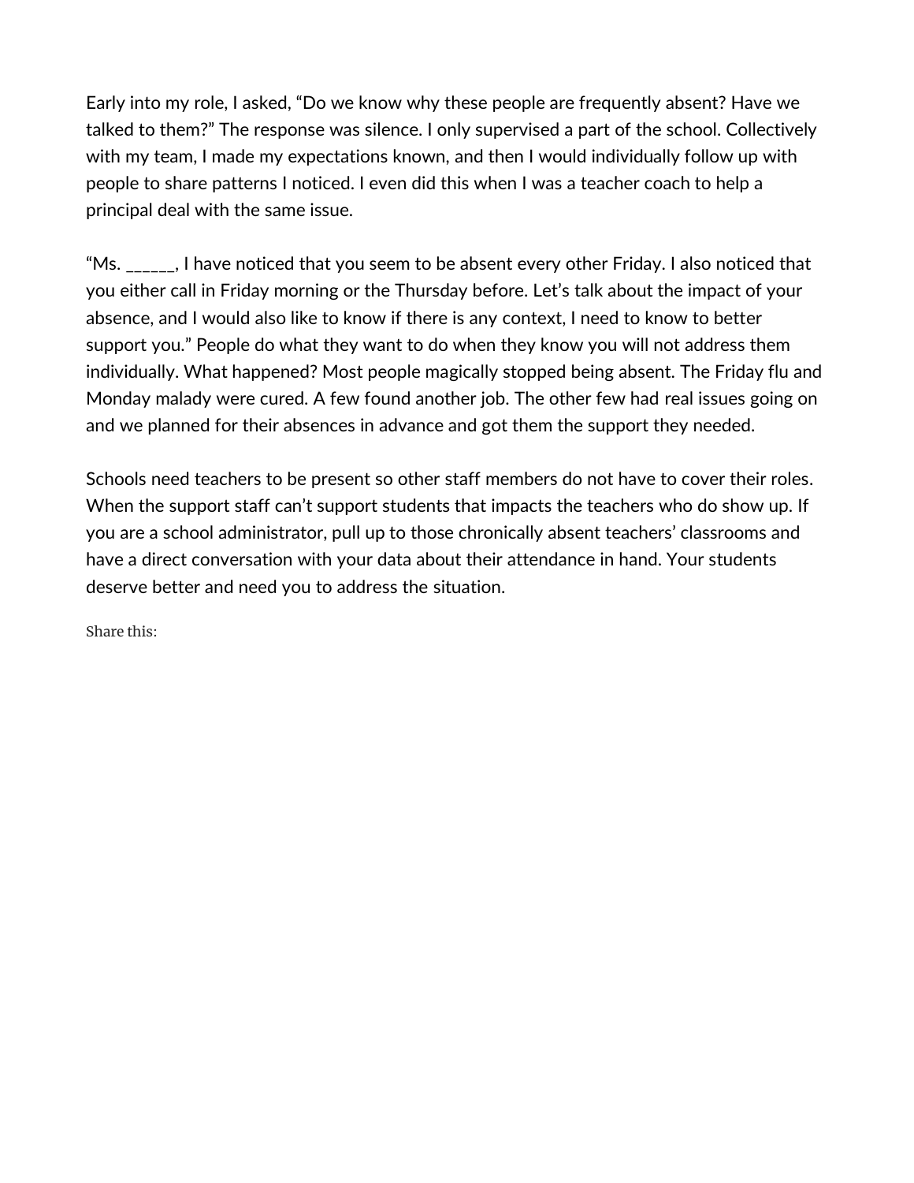Early into my role, I asked, “Do we know why these people are frequently absent? Have we talked to them?” The response was silence. I only supervised a part of the school. Collectively with my team, I made my expectations known, and then I would individually follow up with people to share patterns I noticed. I even did this when I was a teacher coach to help a principal deal with the same issue.

“Ms. ______, I have noticed that you seem to be absent every other Friday. I also noticed that you either call in Friday morning or the Thursday before. Let’s talk about the impact of your absence, and I would also like to know if there is any context, I need to know to better support you.” People do what they want to do when they know you will not address them individually. What happened? Most people magically stopped being absent. The Friday flu and Monday malady were cured. A few found another job. The other few had real issues going on and we planned for their absences in advance and got them the support they needed.

Schools need teachers to be present so other staff members do not have to cover their roles. When the support staff can’t support students that impacts the teachers who do show up. If you are a school administrator, pull up to those chronically absent teachers’ classrooms and have a direct conversation with your data about their attendance in hand. Your students deserve better and need you to address the situation.

Share this: